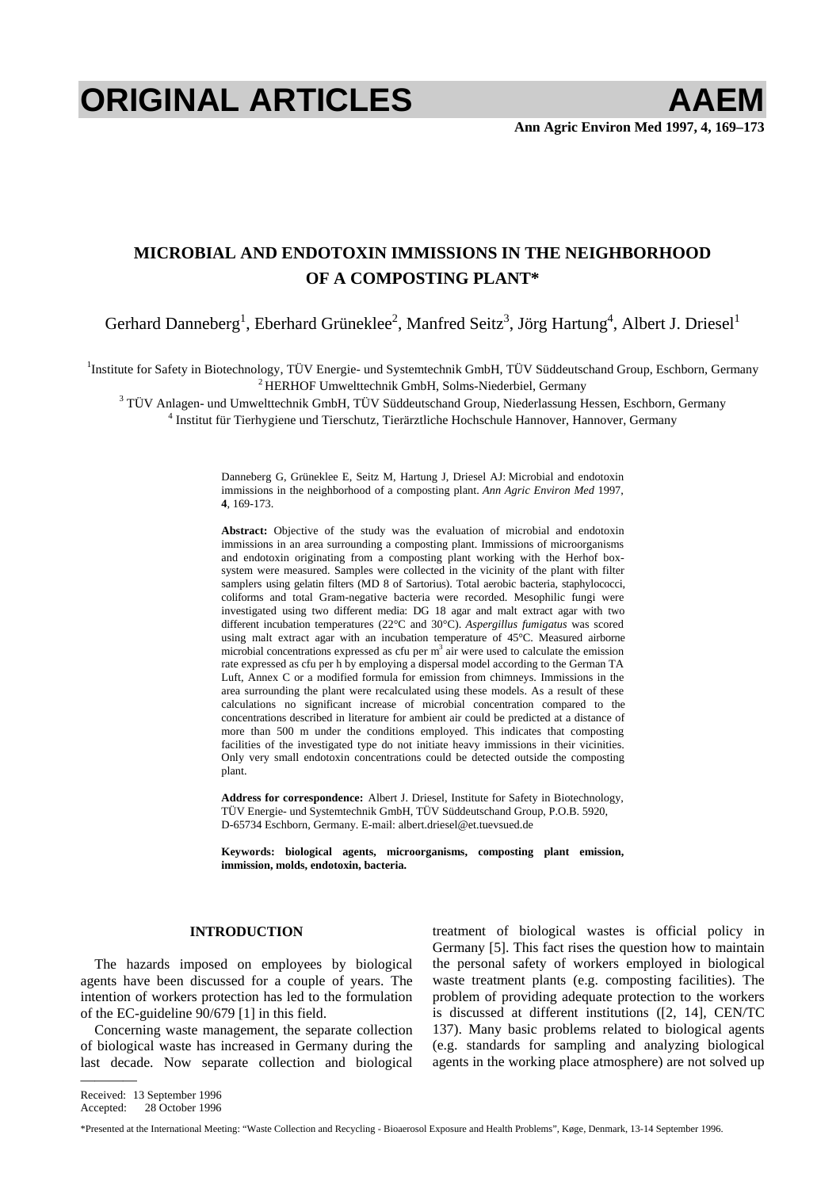# ORIGINAL ARTICLES

## MICROBIAL AND ENDOTOXIN IMMISSIONS IN THE NEIGHBORHOOD OF A COMPOSTING PLANT*

Gerhard Danneberg[1], Eberhard Grüneklee[2], Manfred Seitz[3], Jörg Hartung[4], Albert J. Driesel[1]

[1]Institute for Safety in Biotechnology, TÜV Energie- und Systemtechnik GmbH, TÜV Süddeutschand Group, Eschborn, Germany
[2] HERHOF Umwelttechnik GmbH, Solms-Niederbiel, Germany
[3] TÜV Anlagen- und Umwelttechnik GmbH, TÜV Süddeutschand Group, Niederlassung Hessen, Eschborn, Germany
[4] Institut für Tierhygiene und Tierschutz, Tierärztliche Hochschule Hannover, Hannover, Germany

Danneberg G, Grüneklee E, Seitz M, Hartung J, Driesel AJ: Microbial and endotoxin immissions in the neighborhood of a composting plant. *Ann Agric Environ Med* 1997, **4**, 169-173.

**Abstract:** Objective of the study was the evaluation of microbial and endotoxin immissions in an area surrounding a composting plant. Immissions of microorganisms and endotoxin originating from a composting plant working with the Herhof box-system were measured. Samples were collected in the vicinity of the plant with filter samplers using gelatin filters (MD 8 of Sartorius). Total aerobic bacteria, staphylococci, coliforms and total Gram-negative bacteria were recorded. Mesophilic fungi were investigated using two different media: DG 18 agar and malt extract agar with two different incubation temperatures (22°C and 30°C). *Aspergillus fumigatus* was scored using malt extract agar with an incubation temperature of 45°C. Measured airborne microbial concentrations expressed as cfu per m$^3$ air were used to calculate the emission rate expressed as cfu per h by employing a dispersal model according to the German TA Luft, Annex C or a modified formula for emission from chimneys. Immissions in the area surrounding the plant were recalculated using these models. As a result of these calculations no significant increase of microbial concentration compared to the concentrations described in literature for ambient air could be predicted at a distance of more than 500 m under the conditions employed. This indicates that composting facilities of the investigated type do not initiate heavy immissions in their vicinities. Only very small endotoxin concentrations could be detected outside the composting plant.

**Address for correspondence:** Albert J. Driesel, Institute for Safety in Biotechnology, TÜV Energie- und Systemtechnik GmbH, TÜV Süddeutschand Group, P.O.B. 5920, D-65734 Eschborn, Germany. E-mail: albert.driesel@et.tuevsued.de

**Keywords: biological agents, microorganisms, composting plant emission, immission, molds, endotoxin, bacteria.**

### INTRODUCTION

The hazards imposed on employees by biological agents have been discussed for a couple of years. The intention of workers protection has led to the formulation of the EC-guideline 90/679 [1] in this field.

Concerning waste management, the separate collection of biological waste has increased in Germany during the last decade. Now separate collection and biological treatment of biological wastes is official policy in Germany [5]. This fact rises the question how to maintain the personal safety of workers employed in biological waste treatment plants (e.g. composting facilities). The problem of providing adequate protection to the workers is discussed at different institutions ([2, 14], CEN/TC 137). Many basic problems related to biological agents (e.g. standards for sampling and analyzing biological agents in the working place atmosphere) are not solved up

Received: 13 September 1996
Accepted: 28 October 1996

*Presented at the International Meeting: "Waste Collection and Recycling - Bioaerosol Exposure and Health Problems", Køge, Denmark, 13-14 September 1996.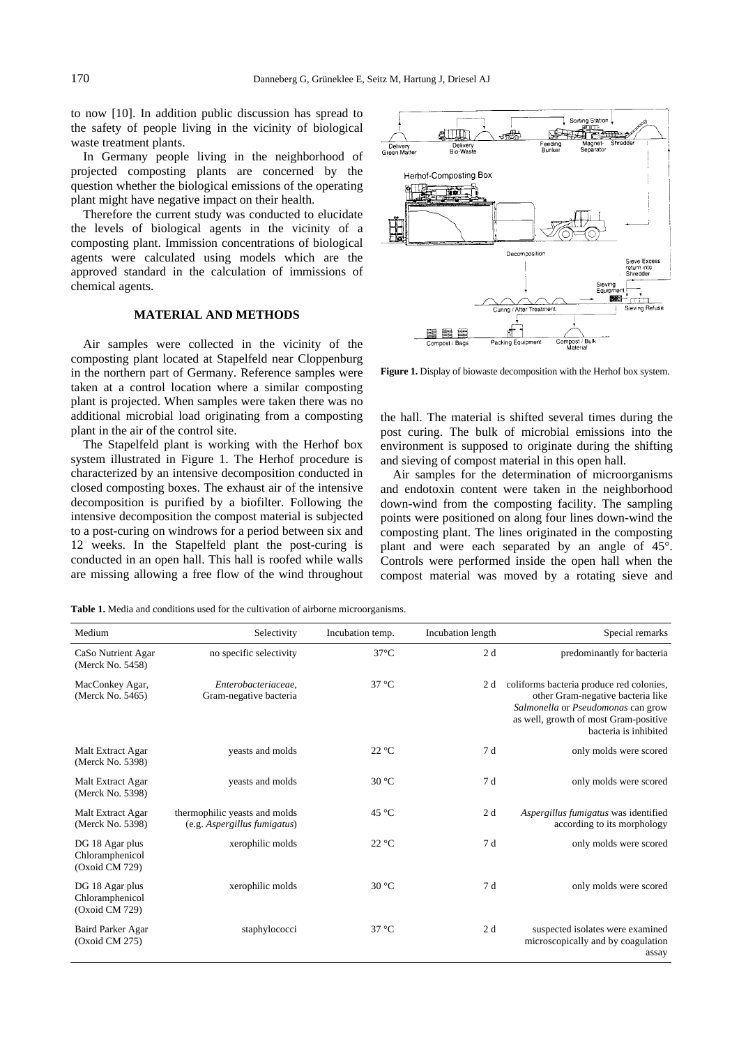to now [10]. In addition public discussion has spread to the safety of people living in the vicinity of biological waste treatment plants.

In Germany people living in the neighborhood of projected composting plants are concerned by the question whether the biological emissions of the operating plant might have negative impact on their health.

Therefore the current study was conducted to elucidate the levels of biological agents in the vicinity of a composting plant. Immission concentrations of biological agents were calculated using models which are the approved standard in the calculation of immissions of chemical agents.

## MATERIAL AND METHODS

Air samples were collected in the vicinity of the composting plant located at Stapelfeld near Cloppenburg in the northern part of Germany. Reference samples were taken at a control location where a similar composting plant is projected. When samples were taken there was no additional microbial load originating from a composting plant in the air of the control site.

The Stapelfeld plant is working with the Herhof box system illustrated in Figure 1. The Herhof procedure is characterized by an intensive decomposition conducted in closed composting boxes. The exhaust air of the intensive decomposition is purified by a biofilter. Following the intensive decomposition the compost material is subjected to a post-curing on windrows for a period between six and 12 weeks. In the Stapelfeld plant the post-curing is conducted in an open hall. This hall is roofed while walls are missing allowing a free flow of the wind throughout the hall. The material is shifted several times during the post curing. The bulk of microbial emissions into the environment is supposed to originate during the shifting and sieving of compost material in this open hall.

**Figure 1.** Display of biowaste decomposition with the Herhof box system.

Air samples for the determination of microorganisms and endotoxin content were taken in the neighborhood down-wind from the composting facility. The sampling points were positioned on along four lines down-wind the composting plant. The lines originated in the composting plant and were each separated by an angle of 45°. Controls were performed inside the open hall when the compost material was moved by a rotating sieve and

**Table 1.** Media and conditions used for the cultivation of airborne microorganisms.

| Medium | Selectivity | Incubation temp. | Incubation length | Special remarks |
|---|---|---|---|---|
| CaSo Nutrient Agar (Merck No. 5458) | no specific selectivity | 37°C | 2 d | predominantly for bacteria |
| MacConkey Agar, (Merck No. 5465) | *Enterobacteriaceae*, Gram-negative bacteria | 37 °C | 2 d | coliforms bacteria produce red colonies, other Gram-negative bacteria like *Salmonella* or *Pseudomonas* can grow as well, growth of most Gram-positive bacteria is inhibited |
| Malt Extract Agar (Merck No. 5398) | yeasts and molds | 22 °C | 7 d | only molds were scored |
| Malt Extract Agar (Merck No. 5398) | yeasts and molds | 30 °C | 7 d | only molds were scored |
| Malt Extract Agar (Merck No. 5398) | thermophilic yeasts and molds (e.g. *Aspergillus fumigatus*) | 45 °C | 2 d | *Aspergillus fumigatus* was identified according to its morphology |
| DG 18 Agar plus Chloramphenicol (Oxoid CM 729) | xerophilic molds | 22 °C | 7 d | only molds were scored |
| DG 18 Agar plus Chloramphenicol (Oxoid CM 729) | xerophilic molds | 30 °C | 7 d | only molds were scored |
| Baird Parker Agar (Oxoid CM 275) | staphylococci | 37 °C | 2 d | suspected isolates were examined microscopically and by coagulation assay |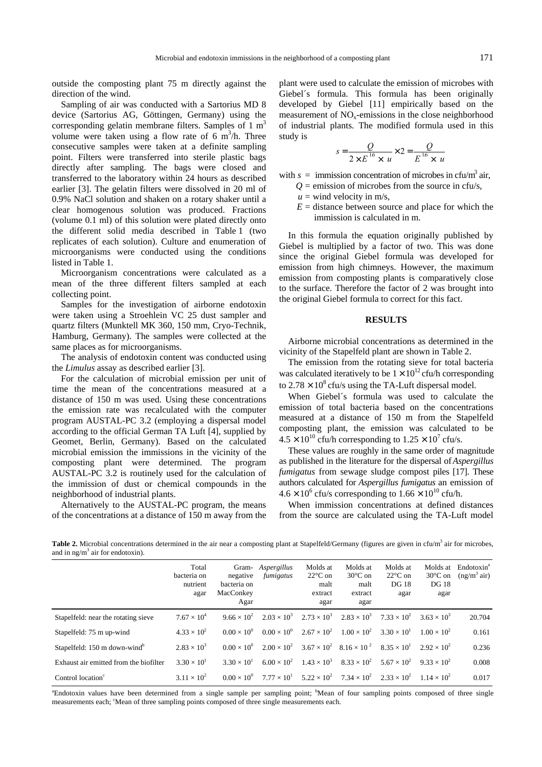outside the composting plant 75 m directly against the direction of the wind.

Sampling of air was conducted with a Sartorius MD 8 device (Sartorius AG, Göttingen, Germany) using the corresponding gelatin membrane filters. Samples of 1 $m^3$ volume were taken using a flow rate of 6 $m^3$/h. Three consecutive samples were taken at a definite sampling point. Filters were transferred into sterile plastic bags directly after sampling. The bags were closed and transferred to the laboratory within 24 hours as described earlier [3]. The gelatin filters were dissolved in 20 ml of 0.9% NaCl solution and shaken on a rotary shaker until a clear homogenous solution was produced. Fractions (volume 0.1 ml) of this solution were plated directly onto the different solid media described in Table 1 (two replicates of each solution). Culture and enumeration of microorganisms were conducted using the conditions listed in Table 1.

Microorganism concentrations were calculated as a mean of the three different filters sampled at each collecting point.

Samples for the investigation of airborne endotoxin were taken using a Stroehlein VC 25 dust sampler and quartz filters (Munktell MK 360, 150 mm, Cryo-Technik, Hamburg, Germany). The samples were collected at the same places as for microorganisms.

The analysis of endotoxin content was conducted using the *Limulus* assay as described earlier [3].

For the calculation of microbial emission per unit of time the mean of the concentrations measured at a distance of 150 m was used. Using these concentrations the emission rate was recalculated with the computer program AUSTAL-PC 3.2 (employing a dispersal model according to the official German TA Luft [4], supplied by Geomet, Berlin, Germany). Based on the calculated microbial emission the immissions in the vicinity of the composting plant were determined. The program AUSTAL-PC 3.2 is routinely used for the calculation of the immission of dust or chemical compounds in the neighborhood of industrial plants.

Alternatively to the AUSTAL-PC program, the means of the concentrations at a distance of 150 m away from the plant were used to calculate the emission of microbes with Giebel´s formula. This formula has been originally developed by Giebel [11] empirically based on the measurement of $NO_x$-emissions in the close neighborhood of industrial plants. The modified formula used in this study is

$$s = \frac{Q}{2 \times E^{1.6} \times u} \times 2 = \frac{Q}{E^{1.6} \times u}$$

with $s$ = immission concentration of microbes in cfu/$m^3$ air,
$Q$ = emission of microbes from the source in cfu/s,
$u$ = wind velocity in m/s,
$E$ = distance between source and place for which the immission is calculated in m.

In this formula the equation originally published by Giebel is multiplied by a factor of two. This was done since the original Giebel formula was developed for emission from high chimneys. However, the maximum emission from composting plants is comparatively close to the surface. Therefore the factor of 2 was brought into the original Giebel formula to correct for this fact.

## RESULTS

Airborne microbial concentrations as determined in the vicinity of the Stapelfeld plant are shown in Table 2.

The emission from the rotating sieve for total bacteria was calculated iteratively to be $1 \times 10^{12}$ cfu/h corresponding to $2.78 \times 10^8$ cfu/s using the TA-Luft dispersal model.

When Giebel´s formula was used to calculate the emission of total bacteria based on the concentrations measured at a distance of 150 m from the Stapelfeld composting plant, the emission was calculated to be $4.5 \times 10^{10}$ cfu/h corresponding to $1.25 \times 10^7$ cfu/s.

These values are roughly in the same order of magnitude as published in the literature for the dispersal of *Aspergillus fumigatus* from sewage sludge compost piles [17]. These authors calculated for *Aspergillus fumigatus* an emission of $4.6 \times 10^6$ cfu/s corresponding to $1.66 \times 10^{10}$ cfu/h.

When immission concentrations at defined distances from the source are calculated using the TA-Luft model

**Table 2.** Microbial concentrations determined in the air near a composting plant at Stapelfeld/Germany (figures are given in cfu/$m^3$ air for microbes, and in ng/$m^3$ air for endotoxin).

| | Total bacteria on nutrient agar | Gram-negative bacteria on MacConkey Agar | *Aspergillus fumigatus* | Molds at 22°C on malt extract agar | Molds at 30°C on malt extract agar | Molds at 22°C on DG 18 agar | Molds at 30°C on DG 18 agar | Endotoxin[a] (ng/$m^3$ air) |
|---|---|---|---|---|---|---|---|---|
| Stapelfeld: near the rotating sieve | $7.67 \times 10^4$ | $9.66 \times 10^2$ | $2.03 \times 10^3$ | $2.73 \times 10^3$ | $2.83 \times 10^3$ | $7.33 \times 10^2$ | $3.63 \times 10^3$ | 20.704 |
| Stapelfeld: 75 m up-wind | $4.33 \times 10^2$ | $0.00 \times 10^0$ | $0.00 \times 10^0$ | $2.67 \times 10^2$ | $1.00 \times 10^2$ | $3.30 \times 10^1$ | $1.00 \times 10^2$ | 0.161 |
| Stapelfeld: 150 m down-wind[b] | $2.83 \times 10^3$ | $0.00 \times 10^0$ | $2.00 \times 10^2$ | $3.67 \times 10^2$ | $8.16 \times 10^2$ | $8.35 \times 10^1$ | $2.92 \times 10^2$ | 0.236 |
| Exhaust air emitted from the biofilter | $3.30 \times 10^1$ | $3.30 \times 10^1$ | $6.00 \times 10^2$ | $1.43 \times 10^3$ | $8.33 \times 10^2$ | $5.67 \times 10^2$ | $9.33 \times 10^2$ | 0.008 |
| Control location[c] | $3.11 \times 10^2$ | $0.00 \times 10^0$ | $7.77 \times 10^1$ | $5.22 \times 10^2$ | $7.34 \times 10^2$ | $2.33 \times 10^2$ | $1.14 \times 10^2$ | 0.017 |

[a]Endotoxin values have been determined from a single sample per sampling point; [b]Mean of four sampling points composed of three single measurements each; [c]Mean of three sampling points composed of three single measurements each.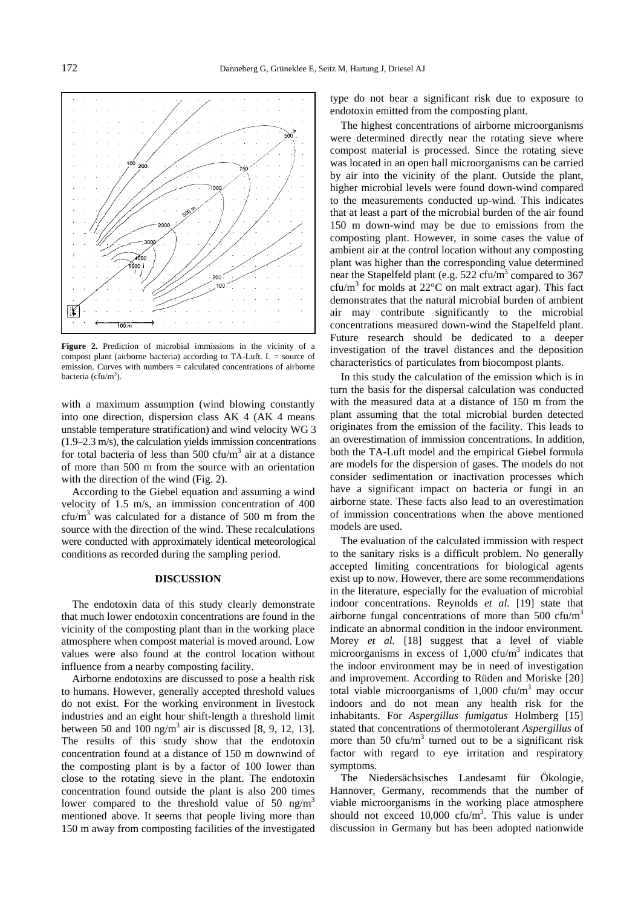**Figure 2.** Prediction of microbial immissions in the vicinity of a compost plant (airborne bacteria) according to TA-Luft. L = source of emission. Curves with numbers = calculated concentrations of airborne bacteria (cfu/m$^3$).

with a maximum assumption (wind blowing constantly into one direction, dispersion class AK 4 (AK 4 means unstable temperature stratification) and wind velocity WG 3 (1.9–2.3 m/s), the calculation yields immission concentrations for total bacteria of less than 500 cfu/m$^3$ air at a distance of more than 500 m from the source with an orientation with the direction of the wind (Fig. 2).

According to the Giebel equation and assuming a wind velocity of 1.5 m/s, an immission concentration of 400 cfu/m$^3$ was calculated for a distance of 500 m from the source with the direction of the wind. These recalculations were conducted with approximately identical meteorological conditions as recorded during the sampling period.

## DISCUSSION

The endotoxin data of this study clearly demonstrate that much lower endotoxin concentrations are found in the vicinity of the composting plant than in the working place atmosphere when compost material is moved around. Low values were also found at the control location without influence from a nearby composting facility.

Airborne endotoxins are discussed to pose a health risk to humans. However, generally accepted threshold values do not exist. For the working environment in livestock industries and an eight hour shift-length a threshold limit between 50 and 100 ng/m$^3$ air is discussed [8, 9, 12, 13]. The results of this study show that the endotoxin concentration found at a distance of 150 m downwind of the composting plant is by a factor of 100 lower than close to the rotating sieve in the plant. The endotoxin concentration found outside the plant is also 200 times lower compared to the threshold value of 50 ng/m$^3$ mentioned above. It seems that people living more than 150 m away from composting facilities of the investigated type do not bear a significant risk due to exposure to endotoxin emitted from the composting plant.

The highest concentrations of airborne microorganisms were determined directly near the rotating sieve where compost material is processed. Since the rotating sieve was located in an open hall microorganisms can be carried by air into the vicinity of the plant. Outside the plant, higher microbial levels were found down-wind compared to the measurements conducted up-wind. This indicates that at least a part of the microbial burden of the air found 150 m down-wind may be due to emissions from the composting plant. However, in some cases the value of ambient air at the control location without any composting plant was higher than the corresponding value determined near the Stapelfeld plant (e.g. 522 cfu/m$^3$ compared to 367 cfu/m$^3$ for molds at 22°C on malt extract agar). This fact demonstrates that the natural microbial burden of ambient air may contribute significantly to the microbial concentrations measured down-wind the Stapelfeld plant. Future research should be dedicated to a deeper investigation of the travel distances and the deposition characteristics of particulates from biocompost plants.

In this study the calculation of the emission which is in turn the basis for the dispersal calculation was conducted with the measured data at a distance of 150 m from the plant assuming that the total microbial burden detected originates from the emission of the facility. This leads to an overestimation of immission concentrations. In addition, both the TA-Luft model and the empirical Giebel formula are models for the dispersion of gases. The models do not consider sedimentation or inactivation processes which have a significant impact on bacteria or fungi in an airborne state. These facts also lead to an overestimation of immission concentrations when the above mentioned models are used.

The evaluation of the calculated immission with respect to the sanitary risks is a difficult problem. No generally accepted limiting concentrations for biological agents exist up to now. However, there are some recommendations in the literature, especially for the evaluation of microbial indoor concentrations. Reynolds *et al.* [19] state that airborne fungal concentrations of more than 500 cfu/m$^3$ indicate an abnormal condition in the indoor environment. Morey *et al.* [18] suggest that a level of viable microorganisms in excess of 1,000 cfu/m$^3$ indicates that the indoor environment may be in need of investigation and improvement. According to Rüden and Moriske [20] total viable microorganisms of 1,000 cfu/m$^3$ may occur indoors and do not mean any health risk for the inhabitants. For *Aspergillus fumigatus* Holmberg [15] stated that concentrations of thermotolerant *Aspergillus* of more than 50 cfu/m$^3$ turned out to be a significant risk factor with regard to eye irritation and respiratory symptoms.

The Niedersächsisches Landesamt für Ökologie, Hannover, Germany, recommends that the number of viable microorganisms in the working place atmosphere should not exceed 10,000 cfu/m$^3$. This value is under discussion in Germany but has been adopted nationwide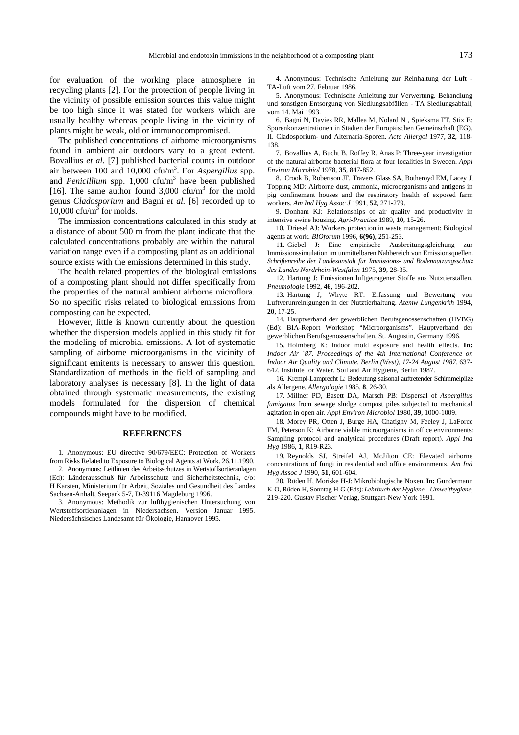for evaluation of the working place atmosphere in recycling plants [2]. For the protection of people living in the vicinity of possible emission sources this value might be too high since it was stated for workers which are usually healthy whereas people living in the vicinity of plants might be weak, old or immunocompromised.

The published concentrations of airborne microorganisms found in ambient air outdoors vary to a great extent. Bovallius *et al.* [7] published bacterial counts in outdoor air between 100 and 10,000 cfu/m$^3$. For *Aspergillus* spp. and *Penicillium* spp. 1,000 cfu/m$^3$ have been published [16]. The same author found 3,000 cfu/m$^3$ for the mold genus *Cladosporium* and Bagni *et al.* [6] recorded up to 10,000 cfu/m$^3$ for molds.

The immission concentrations calculated in this study at a distance of about 500 m from the plant indicate that the calculated concentrations probably are within the natural variation range even if a composting plant as an additional source exists with the emissions determined in this study.

The health related properties of the biological emissions of a composting plant should not differ specifically from the properties of the natural ambient airborne microflora. So no specific risks related to biological emissions from composting can be expected.

However, little is known currently about the question whether the dispersion models applied in this study fit for the modeling of microbial emissions. A lot of systematic sampling of airborne microorganisms in the vicinity of significant emitents is necessary to answer this question. Standardization of methods in the field of sampling and laboratory analyses is necessary [8]. In the light of data obtained through systematic measurements, the existing models formulated for the dispersion of chemical compounds might have to be modified.

## REFERENCES

1. Anonymous: EU directive 90/679/EEC: Protection of Workers from Risks Related to Exposure to Biological Agents at Work. 26.11.1990.
2. Anonymous: Leitlinien des Arbeitsschutzes in Wertstoffsortieranlagen (Ed): Länderausschuß für Arbeitsschutz und Sicherheitstechnik, c/o: H Karsten, Ministerium für Arbeit, Soziales und Gesundheit des Landes Sachsen-Anhalt, Seepark 5-7, D-39116 Magdeburg 1996.
3. Anonymous: Methodik zur lufthygienischen Untersuchung von Wertstoffsortieranlagen in Niedersachsen. Version Januar 1995. Niedersächsisches Landesamt für Ökologie, Hannover 1995.
4. Anonymous: Technische Anleitung zur Reinhaltung der Luft - TA-Luft vom 27. Februar 1986.
5. Anonymous: Technische Anleitung zur Verwertung, Behandlung und sonstigen Entsorgung von Siedlungsabfällen - TA Siedlungsabfall, vom 14. Mai 1993.
6. Bagni N, Davies RR, Mallea M, Nolard N , Spieksma FT, Stix E: Sporenkonzentrationen in Städten der Europäischen Gemeinschaft (EG), II. Cladosporium- und Alternaria-Sporen. *Acta Allergol* 1977, **32**, 118-138.
7. Bovallius A, Bucht B, Roffey R, Anas P: Three-year investigation of the natural airborne bacterial flora at four localities in Sweden. *Appl Environ Microbiol* 1978, **35**, 847-852.
8. Crook B, Robertson JF, Travers Glass SA, Botheroyd EM, Lacey J, Topping MD: Airborne dust, ammonia, microorganisms and antigens in pig confinement houses and the respiratory health of exposed farm workers. *Am Ind Hyg Assoc J* 1991, **52**, 271-279.
9. Donham KJ: Relationships of air quality and productivity in intensive swine housing. *Agri-Practice* 1989, **10**, 15-26.
10. Driesel AJ: Workers protection in waste management: Biological agents at work. *BIOforum* 1996, **6(96)**, 251-253.
11. Giebel J: Eine empirische Ausbreitungsgleichung zur Immissionssimulation im unmittelbaren Nahbereich von Emissionsquellen. *Schriftenreihe der Landesanstalt für Immissions- und Bodennutzungsschutz des Landes Nordrhein-Westfalen* 1975, **39**, 28-35.
12. Hartung J: Emissionen luftgetragener Stoffe aus Nutztierställen. *Pneumologie* 1992, **46**, 196-202.
13. Hartung J, Whyte RT: Erfassung und Bewertung von Luftverunreinigungen in der Nutztierhaltung. *Atemw Lungenkrkh* 1994, **20**, 17-25.
14. Hauptverband der gewerblichen Berufsgenossenschaften (HVBG) (Ed): BIA-Report Workshop "Microorganisms". Hauptverband der gewerblichen Berufsgenossenschaften, St. Augustin, Germany 1996.
15. Holmberg K: Indoor mold exposure and health effects. **In:** *Indoor Air ´87. Proceedings of the 4th International Conference on Indoor Air Quality and Climate. Berlin (West), 17-24 August 1987*, 637-642. Institute for Water, Soil and Air Hygiene, Berlin 1987.
16. Krempl-Lamprecht L: Bedeutung saisonal auftretender Schimmelpilze als Allergene. *Allergologie* 1985, **8**, 26-30.
17. Millner PD, Basett DA, Marsch PB: Dispersal of *Aspergillus fumigatus* from sewage sludge compost piles subjected to mechanical agitation in open air. *Appl Environ Microbiol* 1980, **39**, 1000-1009.
18. Morey PR, Otten J, Burge HA, Chatigny M, Feeley J, LaForce FM, Peterson K: Airborne viable microorganisms in office environments: Sampling protocol and analytical procedures (Draft report). *Appl Ind Hyg* 1986, **1**, R19-R23.
19. Reynolds SJ, Streifel AJ, McJilton CE: Elevated airborne concentrations of fungi in residential and office environments. *Am Ind Hyg Assoc J* 1990, **51**, 601-604.
20. Rüden H, Moriske H-J: Mikrobiologische Noxen. **In:** Gundermann K-O, Rüden H, Sonntag H-G (Eds): *Lehrbuch der Hygiene - Umwelthygiene*, 219-220. Gustav Fischer Verlag, Stuttgart-New York 1991.